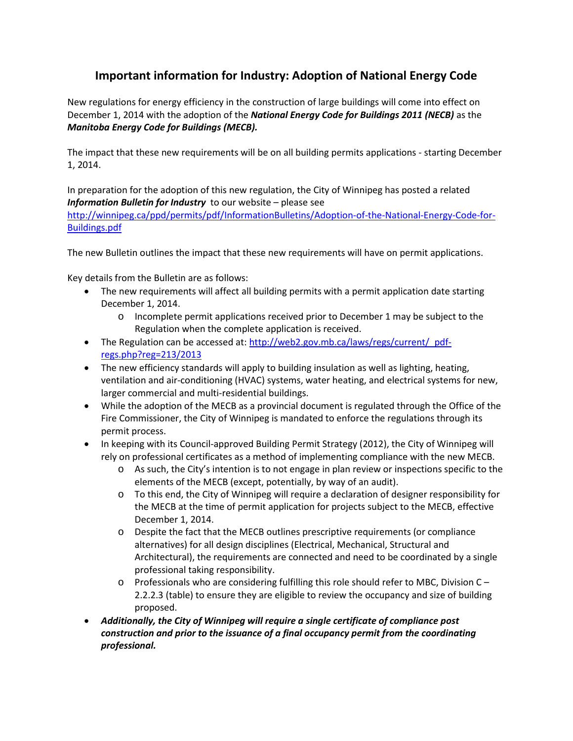# Important information for Industry: Adoption of National Energy Code

New regulations for energy efficiency in the construction of large buildings will come into effect on December 1, 2014 with the adoption of the ***National Energy Code for Buildings 2011 (NECB)*** as the ***Manitoba Energy Code for Buildings (MECB).***

The impact that these new requirements will be on all building permits applications - starting December 1, 2014.

In preparation for the adoption of this new regulation, the City of Winnipeg has posted a related ***Information Bulletin for Industry*** to our website – please see [http://winnipeg.ca/ppd/permits/pdf/InformationBulletins/Adoption-of-the-National-Energy-Code-for-Buildings.pdf](http://winnipeg.ca/ppd/permits/pdf/InformationBulletins/Adoption-of-the-National-Energy-Code-for-Buildings.pdf)

The new Bulletin outlines the impact that these new requirements will have on permit applications.

Key details from the Bulletin are as follows:

- The new requirements will affect all building permits with a permit application date starting December 1, 2014.
  - Incomplete permit applications received prior to December 1 may be subject to the Regulation when the complete application is received.
- The Regulation can be accessed at: [http://web2.gov.mb.ca/laws/regs/current/_pdf-regs.php?reg=213/2013](http://web2.gov.mb.ca/laws/regs/current/_pdf-regs.php?reg=213/2013)
- The new efficiency standards will apply to building insulation as well as lighting, heating, ventilation and air-conditioning (HVAC) systems, water heating, and electrical systems for new, larger commercial and multi-residential buildings.
- While the adoption of the MECB as a provincial document is regulated through the Office of the Fire Commissioner, the City of Winnipeg is mandated to enforce the regulations through its permit process.
- In keeping with its Council-approved Building Permit Strategy (2012), the City of Winnipeg will rely on professional certificates as a method of implementing compliance with the new MECB.
  - As such, the City's intention is to not engage in plan review or inspections specific to the elements of the MECB (except, potentially, by way of an audit).
  - To this end, the City of Winnipeg will require a declaration of designer responsibility for the MECB at the time of permit application for projects subject to the MECB, effective December 1, 2014.
  - Despite the fact that the MECB outlines prescriptive requirements (or compliance alternatives) for all design disciplines (Electrical, Mechanical, Structural and Architectural), the requirements are connected and need to be coordinated by a single professional taking responsibility.
  - Professionals who are considering fulfilling this role should refer to MBC, Division C – 2.2.2.3 (table) to ensure they are eligible to review the occupancy and size of building proposed.
- ***Additionally, the City of Winnipeg will require a single certificate of compliance post construction and prior to the issuance of a final occupancy permit from the coordinating professional.***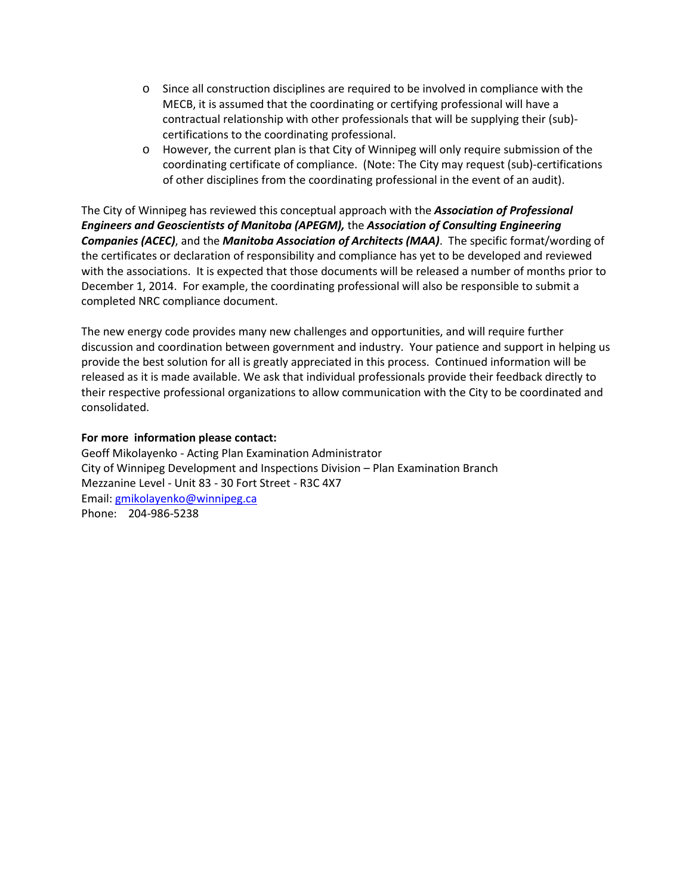- Since all construction disciplines are required to be involved in compliance with the MECB, it is assumed that the coordinating or certifying professional will have a contractual relationship with other professionals that will be supplying their (sub)-certifications to the coordinating professional.
- However, the current plan is that City of Winnipeg will only require submission of the coordinating certificate of compliance. (Note: The City may request (sub)-certifications of other disciplines from the coordinating professional in the event of an audit).

The City of Winnipeg has reviewed this conceptual approach with the ***Association of Professional Engineers and Geoscientists of Manitoba (APEGM),*** the ***Association of Consulting Engineering Companies (ACEC)***, and the ***Manitoba Association of Architects (MAA)***. The specific format/wording of the certificates or declaration of responsibility and compliance has yet to be developed and reviewed with the associations. It is expected that those documents will be released a number of months prior to December 1, 2014. For example, the coordinating professional will also be responsible to submit a completed NRC compliance document.

The new energy code provides many new challenges and opportunities, and will require further discussion and coordination between government and industry. Your patience and support in helping us provide the best solution for all is greatly appreciated in this process. Continued information will be released as it is made available. We ask that individual professionals provide their feedback directly to their respective professional organizations to allow communication with the City to be coordinated and consolidated.

**For more information please contact:**
Geoff Mikolayenko - Acting Plan Examination Administrator
City of Winnipeg Development and Inspections Division – Plan Examination Branch
Mezzanine Level - Unit 83 - 30 Fort Street - R3C 4X7
Email: gmikolayenko@winnipeg.ca
Phone: 204-986-5238